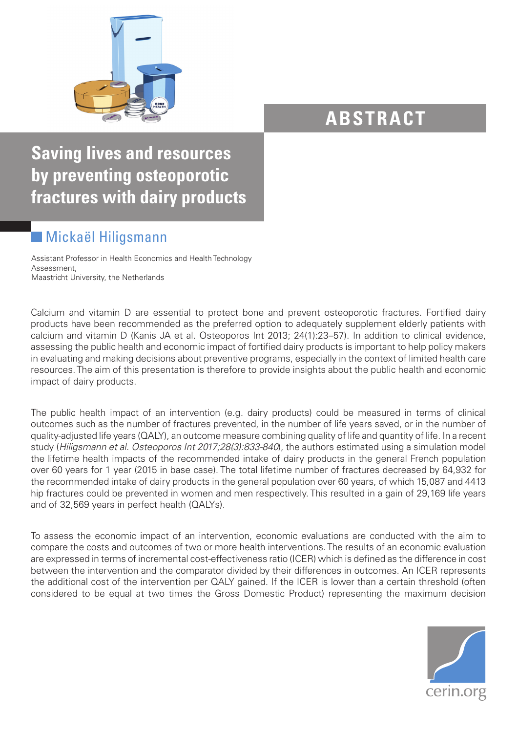ABSTRACT

# Saving lives and resources by preventing osteoporotic fractures with dairy products

## Mickaël Hiligsmann

Assistant Professor in Health Economics and Health Technology Assessment,
Maastricht University, the Netherlands

Calcium and vitamin D are essential to protect bone and prevent osteoporotic fractures. Fortified dairy products have been recommended as the preferred option to adequately supplement elderly patients with calcium and vitamin D (Kanis JA et al. Osteoporos Int 2013; 24(1):23–57). In addition to clinical evidence, assessing the public health and economic impact of fortified dairy products is important to help policy makers in evaluating and making decisions about preventive programs, especially in the context of limited health care resources. The aim of this presentation is therefore to provide insights about the public health and economic impact of dairy products.

The public health impact of an intervention (e.g. dairy products) could be measured in terms of clinical outcomes such as the number of fractures prevented, in the number of life years saved, or in the number of quality-adjusted life years (QALY), an outcome measure combining quality of life and quantity of life. In a recent study (*Hiligsmann et al. Osteoporos Int 2017;28(3):833-840*), the authors estimated using a simulation model the lifetime health impacts of the recommended intake of dairy products in the general French population over 60 years for 1 year (2015 in base case). The total lifetime number of fractures decreased by 64,932 for the recommended intake of dairy products in the general population over 60 years, of which 15,087 and 4413 hip fractures could be prevented in women and men respectively. This resulted in a gain of 29,169 life years and of 32,569 years in perfect health (QALYs).

To assess the economic impact of an intervention, economic evaluations are conducted with the aim to compare the costs and outcomes of two or more health interventions. The results of an economic evaluation are expressed in terms of incremental cost-effectiveness ratio (ICER) which is defined as the difference in cost between the intervention and the comparator divided by their differences in outcomes. An ICER represents the additional cost of the intervention per QALY gained. If the ICER is lower than a certain threshold (often considered to be equal at two times the Gross Domestic Product) representing the maximum decision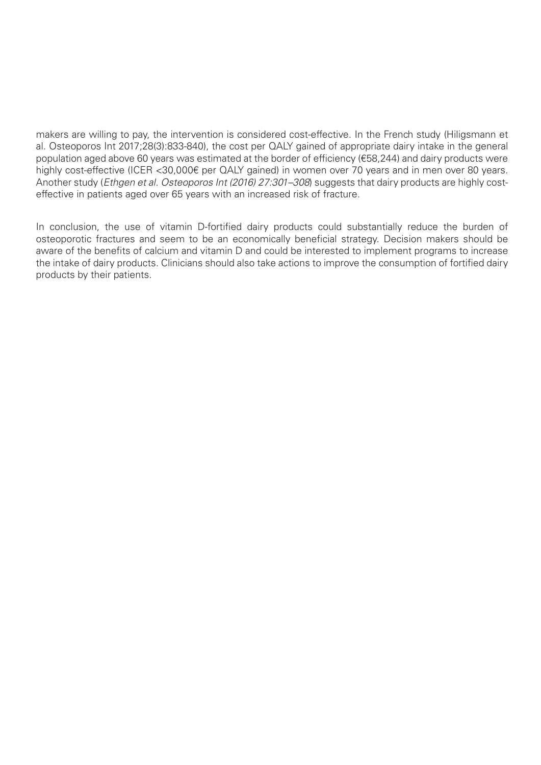makers are willing to pay, the intervention is considered cost-effective. In the French study (Hiligsmann et al. Osteoporos Int 2017;28(3):833-840), the cost per QALY gained of appropriate dairy intake in the general population aged above 60 years was estimated at the border of efficiency (€58,244) and dairy products were highly cost-effective (ICER <30,000€ per QALY gained) in women over 70 years and in men over 80 years. Another study (*Ethgen et al. Osteoporos Int (2016) 27:301–308*) suggests that dairy products are highly cost-effective in patients aged over 65 years with an increased risk of fracture.

In conclusion, the use of vitamin D-fortified dairy products could substantially reduce the burden of osteoporotic fractures and seem to be an economically beneficial strategy. Decision makers should be aware of the benefits of calcium and vitamin D and could be interested to implement programs to increase the intake of dairy products. Clinicians should also take actions to improve the consumption of fortified dairy products by their patients.